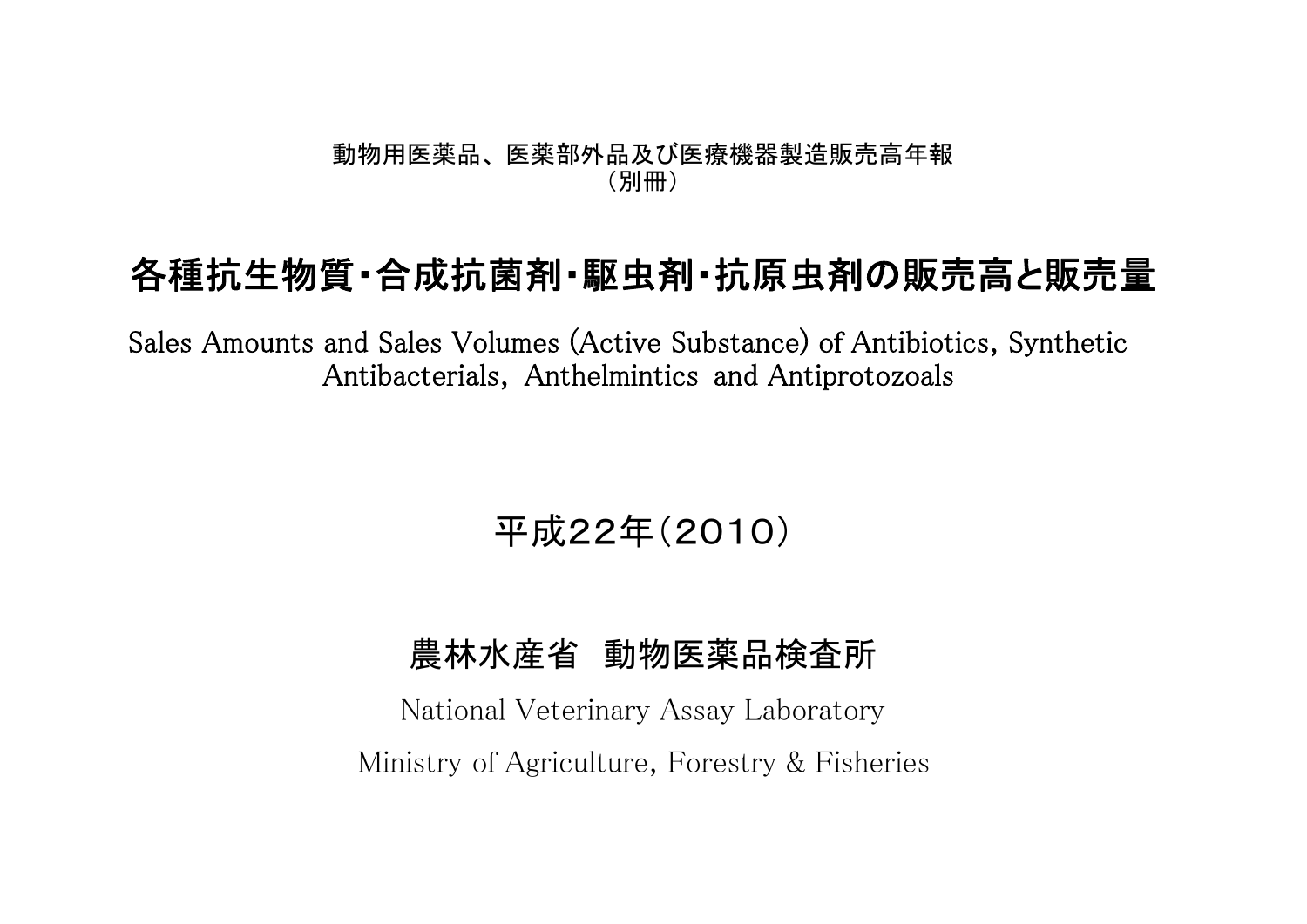動物用医薬品、医薬部外品及び医療機器製造販売高年報
（別冊）

# 各種抗生物質･合成抗菌剤･駆虫剤･抗原虫剤の販売高と販売量

Sales Amounts and Sales Volumes (Active Substance) of Antibiotics, Synthetic Antibacterials, Anthelmintics and Antiprotozoals

## 平成22年（2010）

## 農林水産省　動物医薬品検査所

National Veterinary Assay Laboratory

Ministry of Agriculture, Forestry & Fisheries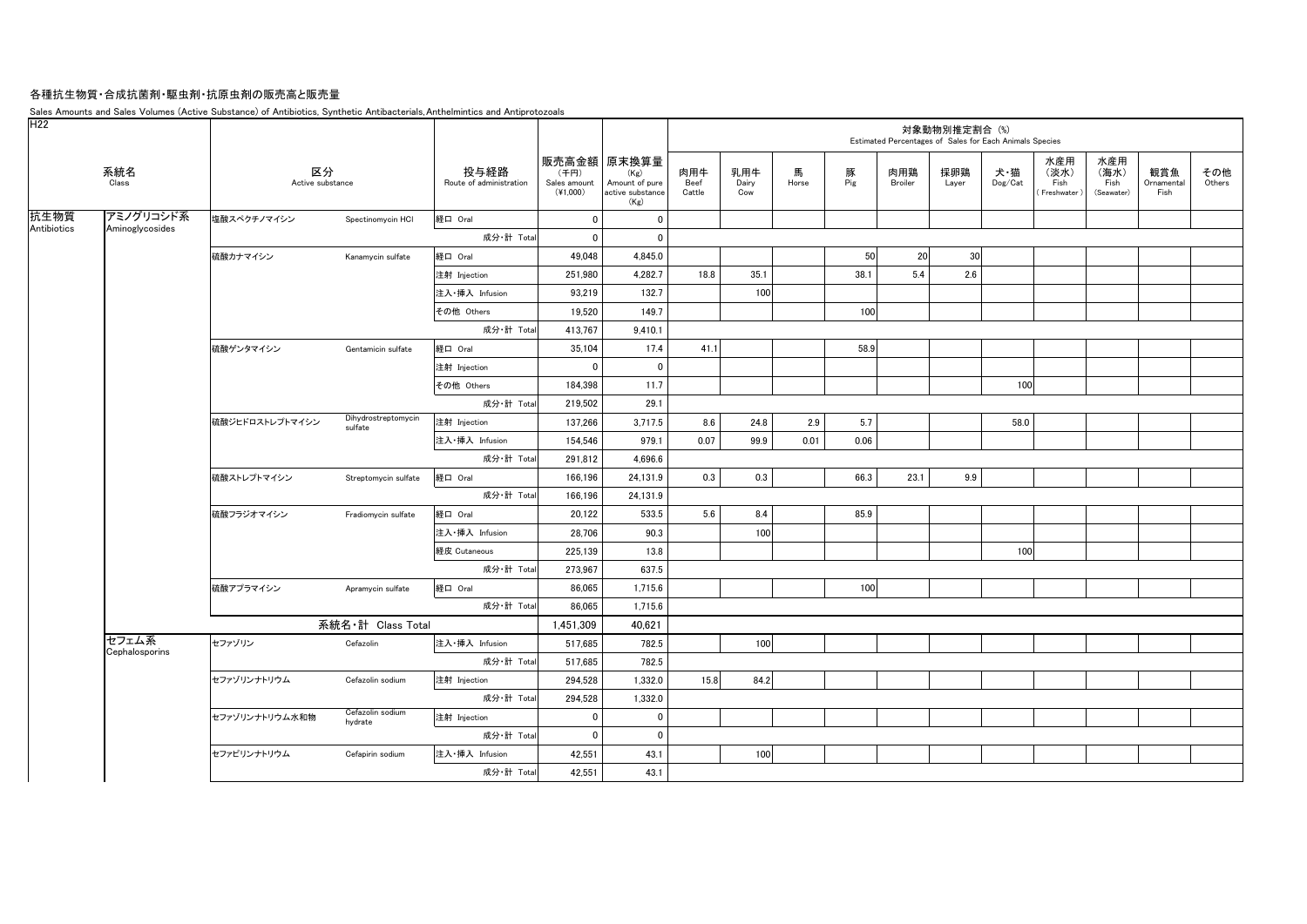# 各種抗生物質・合成抗菌剤・駆虫剤・抗原虫剤の販売高と販売量

Sales Amounts and Sales Volumes (Active Substance) of Antibiotics, Synthetic Antibacterials, Anthelmintics and Antiprotozoals

H22

| 系統名 Class | | 区分 Active substance | | 投与経路 Route of administration | 販売高金額 (千円) Sales amount (¥1,000) | 原末換算量 (Kg) Amount of pure active substance (Kg) | 対象動物別推定割合 (%) Estimated Percentages of Sales for Each Animals Species | | | | | | | | | | |
|---|---|---|---|---|---|---|---|---|---|---|---|---|---|---|---|---|---|
| | | | | | | | 肉用牛 Beef Cattle | 乳用牛 Dairy Cow | 馬 Horse | 豚 Pig | 肉用鶏 Broiler | 採卵鶏 Layer | 犬・猫 Dog/Cat | 水産用（淡水） Fish (Freshwater) | 水産用（海水） Fish (Seawater) | 観賞魚 Ornamental Fish | その他 Others |
| 抗生物質 Antibiotics | アミノグリコシド系 Aminoglycosides | 塩酸スペクチノマイシン | Spectinomycin HCl | 経口 Oral | 0 | 0 | | | | | | | | | | | |
| | | | | 成分・計 Total | 0 | 0 | | | | | | | | | | | |
| | | 硫酸カナマイシン | Kanamycin sulfate | 経口 Oral | 49,048 | 4,845.0 | | | | 50 | 20 | 30 | | | | | |
| | | | | 注射 Injection | 251,980 | 4,282.7 | 18.8 | 35.1 | | 38.1 | 5.4 | 2.6 | | | | | |
| | | | | 注入・挿入 Infusion | 93,219 | 132.7 | | 100 | | | | | | | | | |
| | | | | その他 Others | 19,520 | 149.7 | | | | 100 | | | | | | | |
| | | | | 成分・計 Total | 413,767 | 9,410.1 | | | | | | | | | | | |
| | | 硫酸ゲンタマイシン | Gentamicin sulfate | 経口 Oral | 35,104 | 17.4 | 41.1 | | | 58.9 | | | | | | | |
| | | | | 注射 Injection | 0 | 0 | | | | | | | | | | | |
| | | | | その他 Others | 184,398 | 11.7 | | | | | | | 100 | | | | |
| | | | | 成分・計 Total | 219,502 | 29.1 | | | | | | | | | | | |
| | | 硫酸ジヒドロストレプトマイシン | Dihydrostreptomycin sulfate | 注射 Injection | 137,266 | 3,717.5 | 8.6 | 24.8 | 2.9 | 5.7 | | | 58.0 | | | | |
| | | | | 注入・挿入 Infusion | 154,546 | 979.1 | 0.07 | 99.9 | 0.01 | 0.06 | | | | | | | |
| | | | | 成分・計 Total | 291,812 | 4,696.6 | | | | | | | | | | | |
| | | 硫酸ストレプトマイシン | Streptomycin sulfate | 経口 Oral | 166,196 | 24,131.9 | 0.3 | 0.3 | | 66.3 | 23.1 | 9.9 | | | | | |
| | | | | 成分・計 Total | 166,196 | 24,131.9 | | | | | | | | | | | |
| | | 硫酸フラジオマイシン | Fradiomycin sulfate | 経口 Oral | 20,122 | 533.5 | 5.6 | 8.4 | | 85.9 | | | | | | | |
| | | | | 注入・挿入 Infusion | 28,706 | 90.3 | | 100 | | | | | | | | | |
| | | | | 経皮 Cutaneous | 225,139 | 13.8 | | | | | | | 100 | | | | |
| | | | | 成分・計 Total | 273,967 | 637.5 | | | | | | | | | | | |
| | | 硫酸アプラマイシン | Apramycin sulfate | 経口 Oral | 86,065 | 1,715.6 | | | | 100 | | | | | | | |
| | | | | 成分・計 Total | 86,065 | 1,715.6 | | | | | | | | | | | |
| | | 系統名・計 Class Total | | | 1,451,309 | 40,621 | | | | | | | | | | | |
| | セフェム系 Cephalosporins | セファゾリン | Cefazolin | 注入・挿入 Infusion | 517,685 | 782.5 | | 100 | | | | | | | | | |
| | | | | 成分・計 Total | 517,685 | 782.5 | | | | | | | | | | | |
| | | セファゾリンナトリウム | Cefazolin sodium | 注射 Injection | 294,528 | 1,332.0 | 15.8 | 84.2 | | | | | | | | | |
| | | | | 成分・計 Total | 294,528 | 1,332.0 | | | | | | | | | | | |
| | | セファゾリンナトリウム水和物 | Cefazolin sodium hydrate | 注射 Injection | 0 | 0 | | | | | | | | | | | |
| | | | | 成分・計 Total | 0 | 0 | | | | | | | | | | | |
| | | セファピリンナトリウム | Cefapirin sodium | 注入・挿入 Infusion | 42,551 | 43.1 | | 100 | | | | | | | | | |
| | | | | 成分・計 Total | 42,551 | 43.1 | | | | | | | | | | | |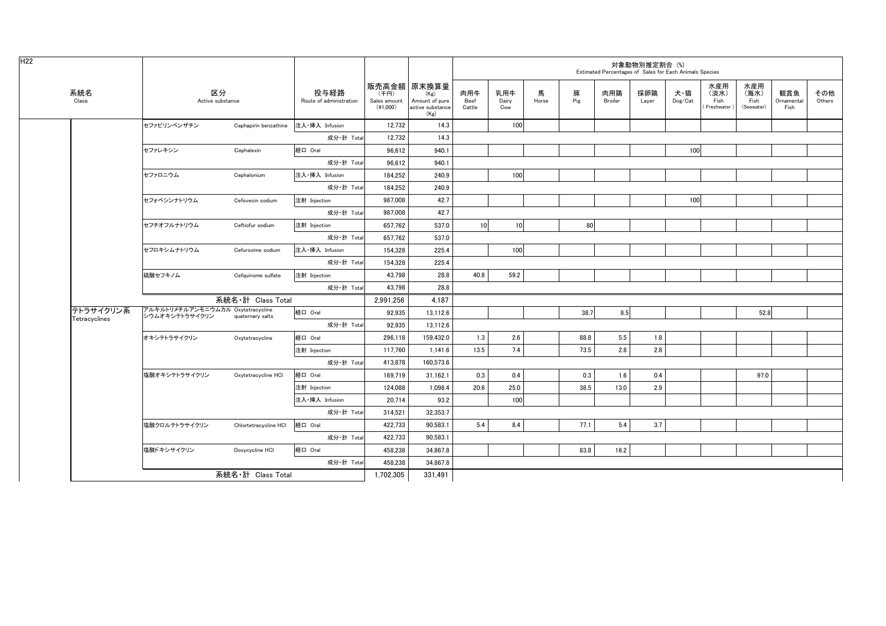H22

| 系統名 Class | 区分 Active substance | | 投与経路 Route of administration | 販売高金額 (千円) Sales amount (¥1,000) | 原末換算量 (Kg) Amount of pure active substance (Kg) | 対象動物別推定割合 (%) Estimated Percentages of Sales for Each Animals Species | | | | | | | | | | |
|---|---|---|---|---|---|---|---|---|---|---|---|---|---|---|---|---|
| | | | | | | 肉用牛 Beef Cattle | 乳用牛 Dairy Cow | 馬 Horse | 豚 Pig | 肉用鶏 Broiler | 採卵鶏 Layer | 犬・猫 Dog/Cat | 水産用（淡水） Fish (Freshwater) | 水産用（海水） Fish (Seawater) | 観賞魚 Ornamental Fish | その他 Others |
| | セファピリンベンザチン | Cephapirin benzathine | 注入・挿入 Infusion | 12,732 | 14.3 | | 100 | | | | | | | | | |
| | | | 成分・計 Total | 12,732 | 14.3 | | | | | | | | | | | |
| | セファレキシン | Cephalexin | 経口 Oral | 96,612 | 940.1 | | | | | | | 100 | | | | |
| | | | 成分・計 Total | 96,612 | 940.1 | | | | | | | | | | | |
| | セファロニウム | Cephalonium | 注入・挿入 Infusion | 184,252 | 240.9 | | 100 | | | | | | | | | |
| | | | 成分・計 Total | 184,252 | 240.9 | | | | | | | | | | | |
| | セフォベシンナトリウム | Cefovecin sodium | 注射 Injection | 987,008 | 42.7 | | | | | | | 100 | | | | |
| | | | 成分・計 Total | 987,008 | 42.7 | | | | | | | | | | | |
| | セフチオフルナトリウム | Ceftiofur sodium | 注射 Injection | 657,762 | 537.0 | 10 | 10 | | 80 | | | | | | | |
| | | | 成分・計 Total | 657,762 | 537.0 | | | | | | | | | | | |
| | セフロキシムナトリウム | Cefuroxime sodium | 注入・挿入 Infusion | 154,328 | 225.4 | | 100 | | | | | | | | | |
| | | | 成分・計 Total | 154,328 | 225.4 | | | | | | | | | | | |
| | 硫酸セフキノム | Cefquinome sulfate | 注射 Injection | 43,798 | 28.8 | 40.8 | 59.2 | | | | | | | | | |
| | | | 成分・計 Total | 43,798 | 28.8 | | | | | | | | | | | |
| | 系統名・計 Class Total | | | 2,991,256 | 4,187 | | | | | | | | | | | |
| テトラサイクリン系 Tetracyclines | アルキルトリメチルアンモニウムカルシウムオキシテトラサイクリン | Oxytetracycline quaternary salts | 経口 Oral | 92,935 | 13,112.6 | | | | 38.7 | 8.5 | | | | 52.8 | | |
| | | | 成分・計 Total | 92,935 | 13,112.6 | | | | | | | | | | | |
| | オキシテトラサイクリン | Oxytetracycline | 経口 Oral | 296,118 | 159,432.0 | 1.3 | 2.6 | | 88.8 | 5.5 | 1.8 | | | | | |
| | | | 注射 Injection | 117,760 | 1,141.6 | 13.5 | 7.4 | | 73.5 | 2.8 | 2.8 | | | | | |
| | | | 成分・計 Total | 413,878 | 160,573.6 | | | | | | | | | | | |
| | 塩酸オキシテトラサイクリン | Oxytetracycline HCl | 経口 Oral | 169,719 | 31,162.1 | 0.3 | 0.4 | | 0.3 | 1.6 | 0.4 | | | 97.0 | | |
| | | | 注射 Injection | 124,088 | 1,098.4 | 20.6 | 25.0 | | 38.5 | 13.0 | 2.9 | | | | | |
| | | | 注入・挿入 Infusion | 20,714 | 93.2 | | 100 | | | | | | | | | |
| | | | 成分・計 Total | 314,521 | 32,353.7 | | | | | | | | | | | |
| | 塩酸クロルテトラサイクリン | Chlortetracycline HCl | 経口 Oral | 422,733 | 90,583.1 | 5.4 | 8.4 | | 77.1 | 5.4 | 3.7 | | | | | |
| | | | 成分・計 Total | 422,733 | 90,583.1 | | | | | | | | | | | |
| | 塩酸ドキシサイクリン | Doxycycline HCl | 経口 Oral | 458,238 | 34,867.8 | | | | 83.8 | 16.2 | | | | | | |
| | | | 成分・計 Total | 458,238 | 34,867.8 | | | | | | | | | | | |
| | 系統名・計 Class Total | | | 1,702,305 | 331,491 | | | | | | | | | | | |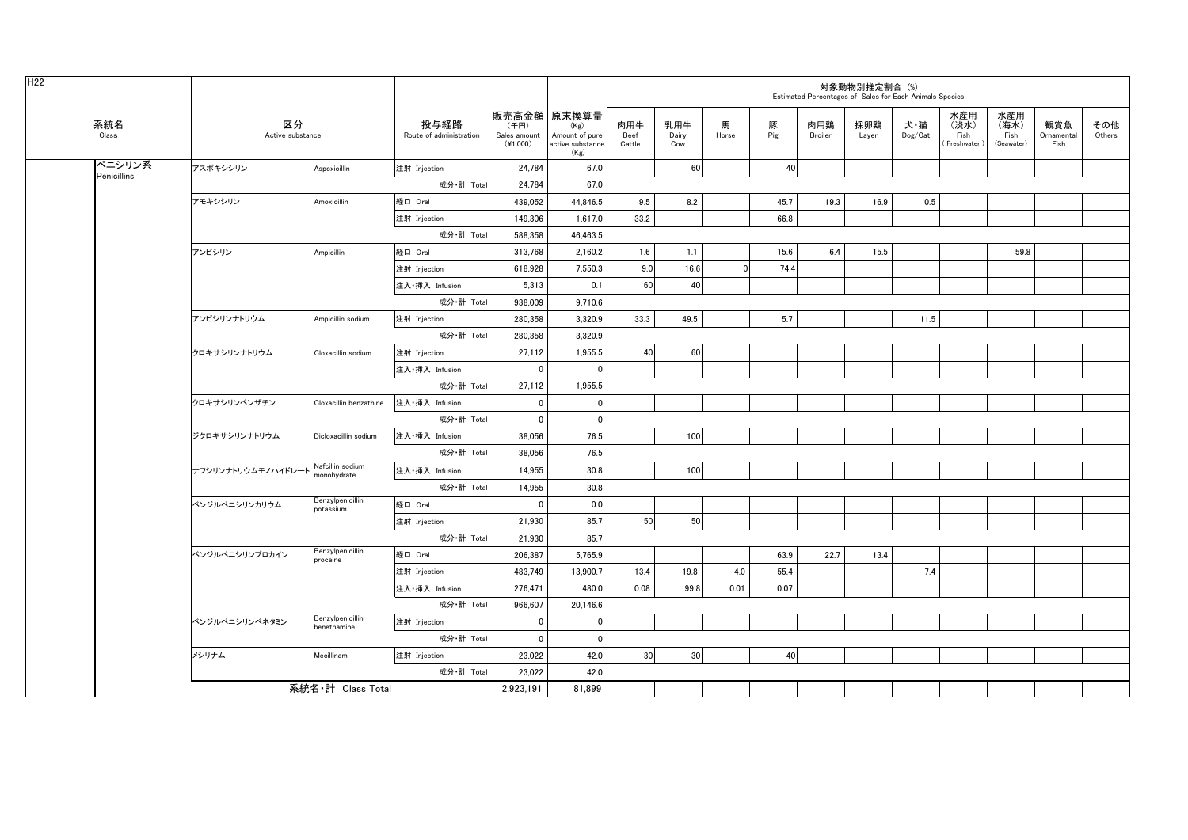H22

| 系統名 Class | 区分 Active substance | | 投与経路 Route of administration | 販売高金額 (千円) Sales amount (¥1,000) | 原末換算量 (Kg) Amount of pure active substance (Kg) | 対象動物別推定割合 (%) Estimated Percentages of Sales for Each Animals Species | | | | | | | | | | |
|---|---|---|---|---|---|---|---|---|---|---|---|---|---|---|---|---|
| | | | | | | 肉用牛 Beef Cattle | 乳用牛 Dairy Cow | 馬 Horse | 豚 Pig | 肉用鶏 Broiler | 採卵鶏 Layer | 犬・猫 Dog/Cat | 水産用（淡水） Fish (Freshwater) | 水産用（海水） Fish (Seawater) | 観賞魚 Ornamental Fish | その他 Others |
| ペニシリン系 Penicillins | アスポキシシリン | Aspoxicillin | 注射 Injection | 24,784 | 67.0 | | 60 | | 40 | | | | | | | |
| | | | 成分・計 Total | 24,784 | 67.0 | | | | | | | | | | | |
| | アモキシシリン | Amoxicillin | 経口 Oral | 439,052 | 44,846.5 | 9.5 | 8.2 | | 45.7 | 19.3 | 16.9 | 0.5 | | | | |
| | | | 注射 Injection | 149,306 | 1,617.0 | 33.2 | | | 66.8 | | | | | | | |
| | | | 成分・計 Total | 588,358 | 46,463.5 | | | | | | | | | | | |
| | アンピシリン | Ampicillin | 経口 Oral | 313,768 | 2,160.2 | 1.6 | 1.1 | | 15.6 | 6.4 | 15.5 | | | 59.8 | | |
| | | | 注射 Injection | 618,928 | 7,550.3 | 9.0 | 16.6 | 0 | 74.4 | | | | | | | |
| | | | 注入・挿入 Infusion | 5,313 | 0.1 | 60 | 40 | | | | | | | | | |
| | | | 成分・計 Total | 938,009 | 9,710.6 | | | | | | | | | | | |
| | アンピシリンナトリウム | Ampicillin sodium | 注射 Injection | 280,358 | 3,320.9 | 33.3 | 49.5 | | 5.7 | | | 11.5 | | | | |
| | | | 成分・計 Total | 280,358 | 3,320.9 | | | | | | | | | | | |
| | クロキサシリンナトリウム | Cloxacillin sodium | 注射 Injection | 27,112 | 1,955.5 | 40 | 60 | | | | | | | | | |
| | | | 注入・挿入 Infusion | 0 | 0 | | | | | | | | | | | |
| | | | 成分・計 Total | 27,112 | 1,955.5 | | | | | | | | | | | |
| | クロキサシリンベンザチン | Cloxacillin benzathine | 注入・挿入 Infusion | 0 | 0 | | | | | | | | | | | |
| | | | 成分・計 Total | 0 | 0 | | | | | | | | | | | |
| | ジクロキサシリンナトリウム | Dicloxacillin sodium | 注入・挿入 Infusion | 38,056 | 76.5 | | 100 | | | | | | | | | |
| | | | 成分・計 Total | 38,056 | 76.5 | | | | | | | | | | | |
| | ナフシリンナトリウムモノハイドレート | Nafcillin sodium monohydrate | 注入・挿入 Infusion | 14,955 | 30.8 | | 100 | | | | | | | | | |
| | | | 成分・計 Total | 14,955 | 30.8 | | | | | | | | | | | |
| | ベンジルペニシリンカリウム | Benzylpenicillin potassium | 経口 Oral | 0 | 0.0 | | | | | | | | | | | |
| | | | 注射 Injection | 21,930 | 85.7 | 50 | 50 | | | | | | | | | |
| | | | 成分・計 Total | 21,930 | 85.7 | | | | | | | | | | | |
| | ベンジルペニシリンプロカイン | Benzylpenicillin procaine | 経口 Oral | 206,387 | 5,765.9 | | | | 63.9 | 22.7 | 13.4 | | | | | |
| | | | 注射 Injection | 483,749 | 13,900.7 | 13.4 | 19.8 | 4.0 | 55.4 | | | 7.4 | | | | |
| | | | 注入・挿入 Infusion | 276,471 | 480.0 | 0.08 | 99.8 | 0.01 | 0.07 | | | | | | | |
| | | | 成分・計 Total | 966,607 | 20,146.6 | | | | | | | | | | | |
| | ベンジルペニシリンベネタミン | Benzylpenicillin benethamine | 注射 Injection | 0 | 0 | | | | | | | | | | | |
| | | | 成分・計 Total | 0 | 0 | | | | | | | | | | | |
| | メシリナム | Mecillinam | 注射 Injection | 23,022 | 42.0 | 30 | 30 | | 40 | | | | | | | |
| | | | 成分・計 Total | 23,022 | 42.0 | | | | | | | | | | | |
| | 系統名・計 Class Total | | | 2,923,191 | 81,899 | | | | | | | | | | | |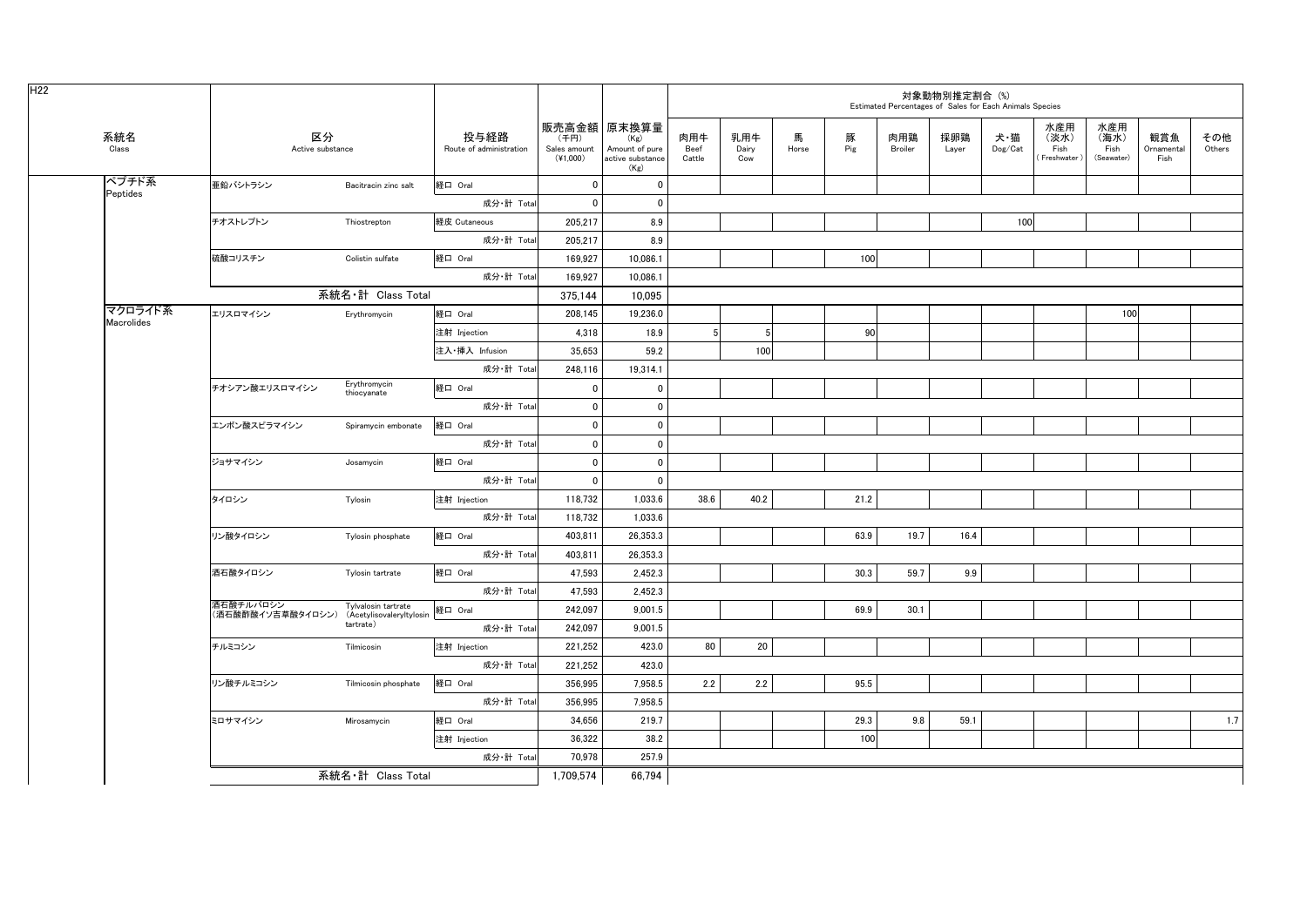H22

| 系統名 Class | 区分 Active substance | | 投与経路 Route of administration | 販売高金額 (千円) Sales amount (¥1,000) | 原末換算量 (Kg) Amount of pure active substance (Kg) | 対象動物別推定割合 (%) Estimated Percentages of Sales for Each Animals Species | | | | | | | | | | |
|---|---|---|---|---|---|---|---|---|---|---|---|---|---|---|---|---|
| | | | | | | 肉用牛 Beef Cattle | 乳用牛 Dairy Cow | 馬 Horse | 豚 Pig | 肉用鶏 Broiler | 採卵鶏 Layer | 犬・猫 Dog/Cat | 水産用（淡水） Fish (Freshwater) | 水産用（海水） Fish (Seawater) | 観賞魚 Ornamental Fish | その他 Others |
| ペプチド系 Peptides | 亜鉛バシトラシン | Bacitracin zinc salt | 経口 Oral | 0 | 0 | | | | | | | | | | | |
| | | | 成分・計 Total | 0 | 0 | | | | | | | | | | | |
| | チオストレプトン | Thiostrepton | 経皮 Cutaneous | 205,217 | 8.9 | | | | | | | 100 | | | | |
| | | | 成分・計 Total | 205,217 | 8.9 | | | | | | | | | | | |
| | 硫酸コリスチン | Colistin sulfate | 経口 Oral | 169,927 | 10,086.1 | | | | 100 | | | | | | | |
| | | | 成分・計 Total | 169,927 | 10,086.1 | | | | | | | | | | | |
| | 系統名・計 Class Total | | | 375,144 | 10,095 | | | | | | | | | | | |
| マクロライド系 Macrolides | エリスロマイシン | Erythromycin | 経口 Oral | 208,145 | 19,236.0 | | | | | | | | | 100 | | |
| | | | 注射 Injection | 4,318 | 18.9 | 5 | 5 | | 90 | | | | | | | |
| | | | 注入・挿入 Infusion | 35,653 | 59.2 | | 100 | | | | | | | | | |
| | | | 成分・計 Total | 248,116 | 19,314.1 | | | | | | | | | | | |
| | チオシアン酸エリスロマイシン | Erythromycin thiocyanate | 経口 Oral | 0 | 0 | | | | | | | | | | | |
| | | | 成分・計 Total | 0 | 0 | | | | | | | | | | | |
| | エンボン酸スピラマイシン | Spiramycin embonate | 経口 Oral | 0 | 0 | | | | | | | | | | | |
| | | | 成分・計 Total | 0 | 0 | | | | | | | | | | | |
| | ジョサマイシン | Josamycin | 経口 Oral | 0 | 0 | | | | | | | | | | | |
| | | | 成分・計 Total | 0 | 0 | | | | | | | | | | | |
| | タイロシン | Tylosin | 注射 Injection | 118,732 | 1,033.6 | 38.6 | 40.2 | | 21.2 | | | | | | | |
| | | | 成分・計 Total | 118,732 | 1,033.6 | | | | | | | | | | | |
| | リン酸タイロシン | Tylosin phosphate | 経口 Oral | 403,811 | 26,353.3 | | | | 63.9 | 19.7 | 16.4 | | | | | |
| | | | 成分・計 Total | 403,811 | 26,353.3 | | | | | | | | | | | |
| | 酒石酸タイロシン | Tylosin tartrate | 経口 Oral | 47,593 | 2,452.3 | | | | 30.3 | 59.7 | 9.9 | | | | | |
| | | | 成分・計 Total | 47,593 | 2,452.3 | | | | | | | | | | | |
| | 酒石酸チルバロシン（酒石酸酢酸イソ吉草酸タイロシン） | Tylvalosin tartrate (Acetylisovaleryltylosin tartrate) | 経口 Oral | 242,097 | 9,001.5 | | | | 69.9 | 30.1 | | | | | | |
| | | | 成分・計 Total | 242,097 | 9,001.5 | | | | | | | | | | | |
| | チルミコシン | Tilmicosin | 注射 Injection | 221,252 | 423.0 | 80 | 20 | | | | | | | | | |
| | | | 成分・計 Total | 221,252 | 423.0 | | | | | | | | | | | |
| | リン酸チルミコシン | Tilmicosin phosphate | 経口 Oral | 356,995 | 7,958.5 | 2.2 | 2.2 | | 95.5 | | | | | | | |
| | | | 成分・計 Total | 356,995 | 7,958.5 | | | | | | | | | | | |
| | ミロサマイシン | Mirosamycin | 経口 Oral | 34,656 | 219.7 | | | | 29.3 | 9.8 | 59.1 | | | | | 1.7 |
| | | | 注射 Injection | 36,322 | 38.2 | | | | 100 | | | | | | | |
| | | | 成分・計 Total | 70,978 | 257.9 | | | | | | | | | | | |
| | 系統名・計 Class Total | | | 1,709,574 | 66,794 | | | | | | | | | | | |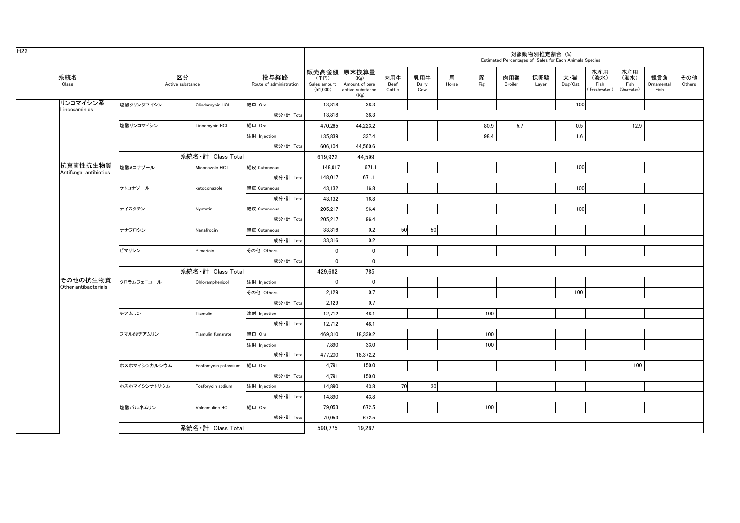H22

| 系統名 Class | 区分 Active substance | | 投与経路 Route of administration | 販売高金額 (千円) Sales amount (¥1,000) | 原末換算量 (Kg) Amount of pure active substance (Kg) | 対象動物別推定割合 (%) Estimated Percentages of Sales for Each Animals Species | | | | | | | | | | |
|---|---|---|---|---|---|---|---|---|---|---|---|---|---|---|---|---|
| | | | | | | 肉用牛 Beef Cattle | 乳用牛 Dairy Cow | 馬 Horse | 豚 Pig | 肉用鶏 Broiler | 採卵鶏 Layer | 犬・猫 Dog/Cat | 水産用 (淡水) Fish (Freshwater) | 水産用 (海水) Fish (Seawater) | 観賞魚 Ornamental Fish | その他 Others |
| リンコマイシン系 Lincosaminids | 塩酸クリンダマイシン | Clindamycin HCl | 経口 Oral | 13,818 | 38.3 | | | | | | | 100 | | | | |
| | | | 成分・計 Total | 13,818 | 38.3 | | | | | | | | | | | |
| | 塩酸リンコマイシン | Lincomycin HCl | 経口 Oral | 470,265 | 44,223.2 | | | | 80.9 | 5.7 | | 0.5 | | 12.9 | | |
| | | | 注射 Injection | 135,839 | 337.4 | | | | 98.4 | | | 1.6 | | | | |
| | | | 成分・計 Total | 606,104 | 44,560.6 | | | | | | | | | | | |
| | 系統名・計 Class Total | | | 619,922 | 44,599 | | | | | | | | | | | |
| 抗真菌性抗生物質 Antifungal antibiotics | 塩酸ミコナゾール | Miconazole HCl | 経皮 Cutaneous | 148,017 | 671.1 | | | | | | | 100 | | | | |
| | | | 成分・計 Total | 148,017 | 671.1 | | | | | | | | | | | |
| | ケトコナゾール | ketoconazole | 経皮 Cutaneous | 43,132 | 16.8 | | | | | | | 100 | | | | |
| | | | 成分・計 Total | 43,132 | 16.8 | | | | | | | | | | | |
| | ナイスタチン | Nystatin | 経皮 Cutaneous | 205,217 | 96.4 | | | | | | | 100 | | | | |
| | | | 成分・計 Total | 205,217 | 96.4 | | | | | | | | | | | |
| | ナナフロシン | Nanafrocin | 経皮 Cutaneous | 33,316 | 0.2 | 50 | 50 | | | | | | | | | |
| | | | 成分・計 Total | 33,316 | 0.2 | | | | | | | | | | | |
| | ピマリシン | Pimaricin | その他 Others | 0 | 0 | | | | | | | | | | | |
| | | | 成分・計 Total | 0 | 0 | | | | | | | | | | | |
| | 系統名・計 Class Total | | | 429,682 | 785 | | | | | | | | | | | |
| その他の抗生物質 Other antibacterials | クロラムフェニコール | Chloramphenicol | 注射 Injection | 0 | 0 | | | | | | | | | | | |
| | | | その他 Others | 2,129 | 0.7 | | | | | | | 100 | | | | |
| | | | 成分・計 Total | 2,129 | 0.7 | | | | | | | | | | | |
| | チアムリン | Tiamulin | 注射 Injection | 12,712 | 48.1 | | | | 100 | | | | | | | |
| | | | 成分・計 Total | 12,712 | 48.1 | | | | | | | | | | | |
| | フマル酸チアムリン | Tiamulin fumarate | 経口 Oral | 469,310 | 18,339.2 | | | | 100 | | | | | | | |
| | | | 注射 Injection | 7,890 | 33.0 | | | | 100 | | | | | | | |
| | | | 成分・計 Total | 477,200 | 18,372.2 | | | | | | | | | | | |
| | ホスホマイシンカルシウム | Fosfomycin potassium | 経口 Oral | 4,791 | 150.0 | | | | | | | | | 100 | | |
| | | | 成分・計 Total | 4,791 | 150.0 | | | | | | | | | | | |
| | ホスホマイシンナトリウム | Fosforycin sodium | 注射 Injection | 14,890 | 43.8 | 70 | 30 | | | | | | | | | |
| | | | 成分・計 Total | 14,890 | 43.8 | | | | | | | | | | | |
| | 塩酸バルネムリン | Valnemuline HCl | 経口 Oral | 79,053 | 672.5 | | | | 100 | | | | | | | |
| | | | 成分・計 Total | 79,053 | 672.5 | | | | | | | | | | | |
| | 系統名・計 Class Total | | | 590,775 | 19,287 | | | | | | | | | | | |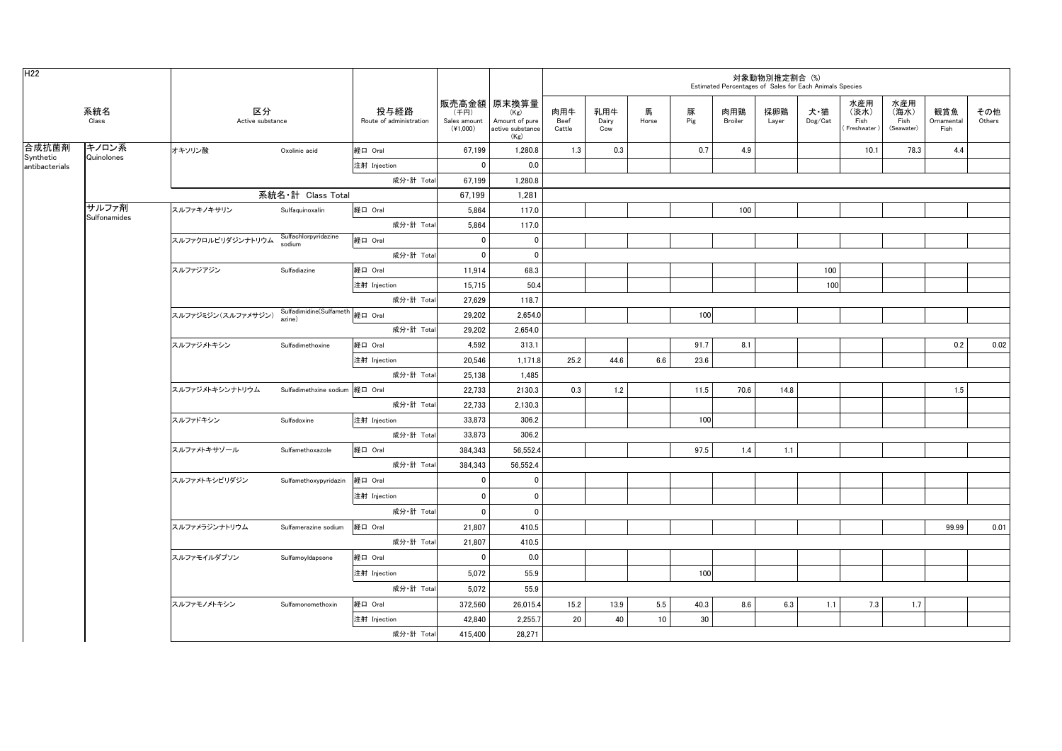H22

| 系統名 Class | | 区分 Active substance | | 投与経路 Route of administration | 販売高金額 (千円) Sales amount (¥1,000) | 原末換算量 (Kg) Amount of pure active substance (Kg) | 対象動物別推定割合 (%) Estimated Percentages of Sales for Each Animals Species | | | | | | | | | | |
|---|---|---|---|---|---|---|---|---|---|---|---|---|---|---|---|---|---|
| | | | | | | | 肉用牛 Beef Cattle | 乳用牛 Dairy Cow | 馬 Horse | 豚 Pig | 肉用鶏 Broiler | 採卵鶏 Layer | 犬・猫 Dog/Cat | 水産用（淡水） Fish (Freshwater) | 水産用（海水） Fish (Seawater) | 観賞魚 Ornamental Fish | その他 Others |
| 合成抗菌剤 Synthetic antibacterials | キノロン系 Quinolones | オキソリン酸 | Oxolinic acid | 経口 Oral | 67,199 | 1,280.8 | 1.3 | 0.3 | | 0.7 | 4.9 | | | 10.1 | 78.3 | 4.4 | |
| | | | | 注射 Injection | 0 | 0.0 | | | | | | | | | | | |
| | | | | 成分・計 Total | 67,199 | 1,280.8 | | | | | | | | | | | |
| | | 系統名・計 Class Total | | | 67,199 | 1,281 | | | | | | | | | | | |
| | サルファ剤 Sulfonamides | スルファキノキサリン | Sulfaquinoxalin | 経口 Oral | 5,864 | 117.0 | | | | | 100 | | | | | | |
| | | | | 成分・計 Total | 5,864 | 117.0 | | | | | | | | | | | |
| | | スルファクロルピリダジンナトリウム | Sulfachlorpyridazine sodium | 経口 Oral | 0 | 0 | | | | | | | | | | | |
| | | | | 成分・計 Total | 0 | 0 | | | | | | | | | | | |
| | | スルファジアジン | Sulfadiazine | 経口 Oral | 11,914 | 68.3 | | | | | | | 100 | | | | |
| | | | | 注射 Injection | 15,715 | 50.4 | | | | | | | 100 | | | | |
| | | | | 成分・計 Total | 27,629 | 118.7 | | | | | | | | | | | |
| | | スルファジミジン（スルファメサジン） | Sulfadimidine(Sulfamethazine) | 経口 Oral | 29,202 | 2,654.0 | | | | 100 | | | | | | | |
| | | | | 成分・計 Total | 29,202 | 2,654.0 | | | | | | | | | | | |
| | | スルファジメトキシン | Sulfadimethoxine | 経口 Oral | 4,592 | 313.1 | | | | 91.7 | 8.1 | | | | | 0.2 | 0.02 |
| | | | | 注射 Injection | 20,546 | 1,171.8 | 25.2 | 44.6 | 6.6 | 23.6 | | | | | | | |
| | | | | 成分・計 Total | 25,138 | 1,485 | | | | | | | | | | | |
| | | スルファジメトキシンナトリウム | Sulfadimethxine sodium | 経口 Oral | 22,733 | 2130.3 | 0.3 | 1.2 | | 11.5 | 70.6 | 14.8 | | | | 1.5 | |
| | | | | 成分・計 Total | 22,733 | 2,130.3 | | | | | | | | | | | |
| | | スルファドキシン | Sulfadoxine | 注射 Injection | 33,873 | 306.2 | | | | 100 | | | | | | | |
| | | | | 成分・計 Total | 33,873 | 306.2 | | | | | | | | | | | |
| | | スルファメトキサゾール | Sulfamethoxazole | 経口 Oral | 384,343 | 56,552.4 | | | | 97.5 | 1.4 | 1.1 | | | | | |
| | | | | 成分・計 Total | 384,343 | 56,552.4 | | | | | | | | | | | |
| | | スルファメトキシピリダジン | Sulfamethoxypyridazin | 経口 Oral | 0 | 0 | | | | | | | | | | | |
| | | | | 注射 Injection | 0 | 0 | | | | | | | | | | | |
| | | | | 成分・計 Total | 0 | 0 | | | | | | | | | | | |
| | | スルファメラジンナトリウム | Sulfamerazine sodium | 経口 Oral | 21,807 | 410.5 | | | | | | | | | | 99.99 | 0.01 |
| | | | | 成分・計 Total | 21,807 | 410.5 | | | | | | | | | | | |
| | | スルファモイルダプソン | Sulfamoyldapsone | 経口 Oral | 0 | 0.0 | | | | | | | | | | | |
| | | | | 注射 Injection | 5,072 | 55.9 | | | | 100 | | | | | | | |
| | | | | 成分・計 Total | 5,072 | 55.9 | | | | | | | | | | | |
| | | スルファモノメトキシン | Sulfamonomethoxin | 経口 Oral | 372,560 | 26,015.4 | 15.2 | 13.9 | 5.5 | 40.3 | 8.6 | 6.3 | 1.1 | 7.3 | 1.7 | | |
| | | | | 注射 Injection | 42,840 | 2,255.7 | 20 | 40 | 10 | 30 | | | | | | | |
| | | | | 成分・計 Total | 415,400 | 28,271 | | | | | | | | | | | |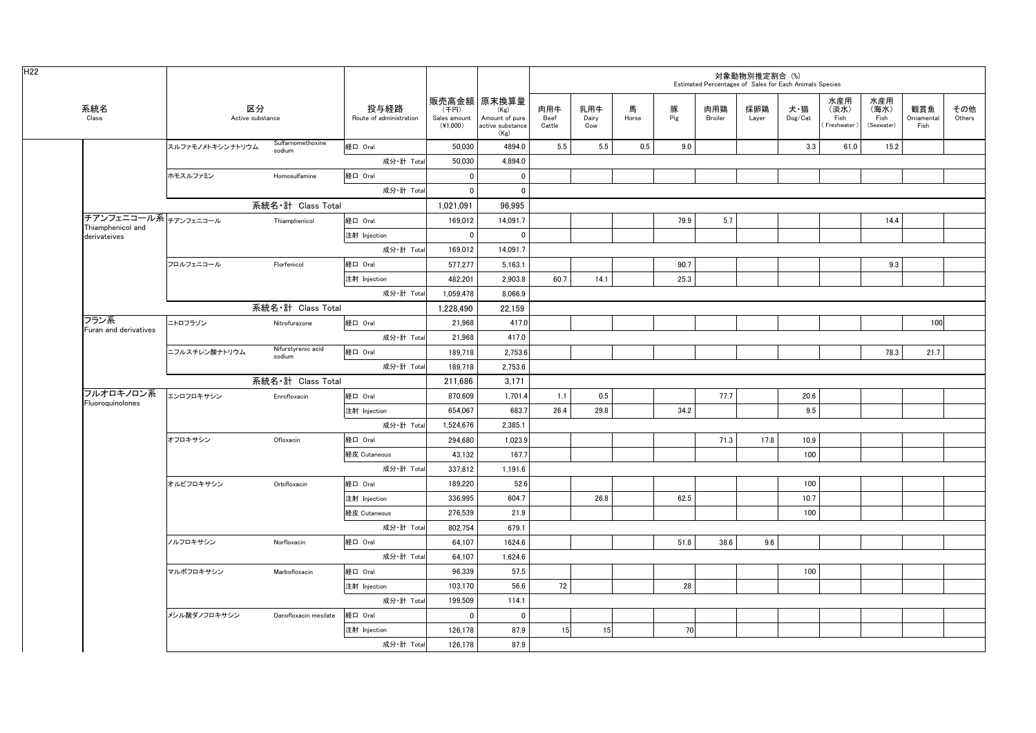H22

| 系統名 Class | 区分 Active substance | | 投与経路 Route of administration | 販売高金額 (千円) Sales amount (¥1,000) | 原末換算量 (Kg) Amount of pure active substance (Kg) | 対象動物別推定割合 (%) Estimated Percentages of Sales for Each Animals Species | | | | | | | | | | |
|---|---|---|---|---|---|---|---|---|---|---|---|---|---|---|---|---|
| | | | | | | 肉用牛 Beef Cattle | 乳用牛 Dairy Cow | 馬 Horse | 豚 Pig | 肉用鶏 Broiler | 採卵鶏 Layer | 犬・猫 Dog/Cat | 水産用（淡水）Fish (Freshwater) | 水産用（海水）Fish (Seawater) | 観賞魚 Ornamental Fish | その他 Others |
| | スルファモノメトキシンナトリウム | Sulfamonomethoxine sodium | 経口 Oral | 50,030 | 4894.0 | 5.5 | 5.5 | 0.5 | 9.0 | | | 3.3 | 61.0 | 15.2 | | |
| | | | 成分・計 Total | 50,030 | 4,894.0 | | | | | | | | | | | |
| | ホモスルファミン | Homosulfamine | 経口 Oral | 0 | 0 | | | | | | | | | | | |
| | | | 成分・計 Total | 0 | 0 | | | | | | | | | | | |
| | 系統名・計 Class Total | | | 1,021,091 | 96,995 | | | | | | | | | | | |
| チアンフェニコール系 Thiamphenicol and derivateives | チアンフェニコール | Thiamphenicol | 経口 Oral | 169,012 | 14,091.7 | | | | 79.9 | 5.7 | | | | 14.4 | | |
| | | | 注射 Injection | 0 | 0 | | | | | | | | | | | |
| | | | 成分・計 Total | 169,012 | 14,091.7 | | | | | | | | | | | |
| | フロルフェニコール | Florfenicol | 経口 Oral | 577,277 | 5,163.1 | | | | 90.7 | | | | | 9.3 | | |
| | | | 注射 Injection | 482,201 | 2,903.8 | 60.7 | 14.1 | | 25.3 | | | | | | | |
| | | | 成分・計 Total | 1,059,478 | 8,066.9 | | | | | | | | | | | |
| | 系統名・計 Class Total | | | 1,228,490 | 22,159 | | | | | | | | | | | |
| フラン系 Furan and derivatives | ニトロフラゾン | Nitrofurazone | 経口 Oral | 21,968 | 417.0 | | | | | | | | | | 100 | |
| | | | 成分・計 Total | 21,968 | 417.0 | | | | | | | | | | | |
| | ニフルスチレン酸ナトリウム | Nifurstyrenic acid sodium | 経口 Oral | 189,718 | 2,753.6 | | | | | | | | | 78.3 | 21.7 | |
| | | | 成分・計 Total | 189,718 | 2,753.6 | | | | | | | | | | | |
| | 系統名・計 Class Total | | | 211,686 | 3,171 | | | | | | | | | | | |
| フルオロキノロン系 Fluoroquinolones | エンロフロキサシン | Enrofloxacin | 経口 Oral | 870,609 | 1,701.4 | 1.1 | 0.5 | | | 77.7 | | 20.6 | | | | |
| | | | 注射 Injection | 654,067 | 683.7 | 26.4 | 29.8 | | 34.2 | | | 9.5 | | | | |
| | | | 成分・計 Total | 1,524,676 | 2,385.1 | | | | | | | | | | | |
| | オフロキサシン | Ofloxacin | 経口 Oral | 294,680 | 1,023.9 | | | | | 71.3 | 17.8 | 10.9 | | | | |
| | | | 経皮 Cutaneous | 43,132 | 167.7 | | | | | | | 100 | | | | |
| | | | 成分・計 Total | 337,812 | 1,191.6 | | | | | | | | | | | |
| | オルビフロキサシン | Orbifloxacin | 経口 Oral | 189,220 | 52.6 | | | | | | | 100 | | | | |
| | | | 注射 Injection | 336,995 | 604.7 | | 26.8 | | 62.5 | | | 10.7 | | | | |
| | | | 経皮 Cutaneous | 276,539 | 21.9 | | | | | | | 100 | | | | |
| | | | 成分・計 Total | 802,754 | 679.1 | | | | | | | | | | | |
| | ノルフロキサシン | Norfloxacin | 経口 Oral | 64,107 | 1624.6 | | | | 51.8 | 38.6 | 9.6 | | | | | |
| | | | 成分・計 Total | 64,107 | 1,624.6 | | | | | | | | | | | |
| | マルボフロキサシン | Marbofloxacin | 経口 Oral | 96,339 | 57.5 | | | | | | | 100 | | | | |
| | | | 注射 Injection | 103,170 | 56.6 | 72 | | | 28 | | | | | | | |
| | | | 成分・計 Total | 199,509 | 114.1 | | | | | | | | | | | |
| | メシル酸ダノフロキサシン | Danofloxacin mesilate | 経口 Oral | 0 | 0 | | | | | | | | | | | |
| | | | 注射 Injection | 126,178 | 87.9 | 15 | 15 | | 70 | | | | | | | |
| | | | 成分・計 Total | 126,178 | 87.9 | | | | | | | | | | | |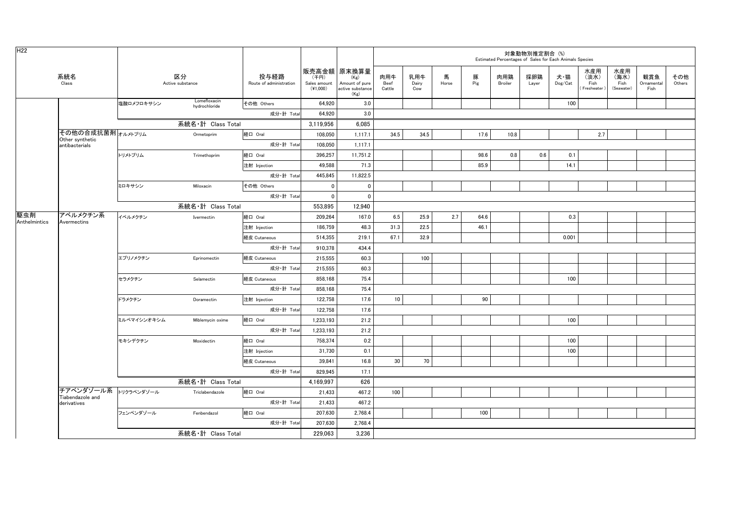H22

| 系統名 Class | | 区分 Active substance | | 投与経路 Route of administration | 販売高金額 (千円) Sales amount (¥1,000) | 原末換算量 (Kg) Amount of pure active substance (Kg) | 対象動物別推定割合 (%) Estimated Percentages of Sales for Each Animals Species | | | | | | | | | | |
|---|---|---|---|---|---|---|---|---|---|---|---|---|---|---|---|---|---|
| | | | | | | | 肉用牛 Beef Cattle | 乳用牛 Dairy Cow | 馬 Horse | 豚 Pig | 肉用鶏 Broiler | 採卵鶏 Layer | 犬・猫 Dog/Cat | 水産用 (淡水) Fish (Freshwater) | 水産用 (海水) Fish (Seawater) | 観賞魚 Ornamental Fish | その他 Others |
| | | 塩酸ロメフロキサシン | Lomefloxacin hydrochloride | その他 Others | 64,920 | 3.0 | | | | | | | 100 | | | | |
| | | | | 成分・計 Total | 64,920 | 3.0 | | | | | | | | | | | |
| | | 系統名・計 Class Total | | | 3,119,956 | 6,085 | | | | | | | | | | | |
| | その他の合成抗菌剤 Other synthetic antibacterials | オルメトプリム | Ormetoprim | 経口 Oral | 108,050 | 1,117.1 | 34.5 | 34.5 | | 17.6 | 10.8 | | | 2.7 | | | |
| | | | | 成分・計 Total | 108,050 | 1,117.1 | | | | | | | | | | | |
| | | トリメトプリム | Trimethoprim | 経口 Oral | 396,257 | 11,751.2 | | | | 98.6 | 0.8 | 0.6 | 0.1 | | | | |
| | | | | 注射 Injection | 49,588 | 71.3 | | | | 85.9 | | | 14.1 | | | | |
| | | | | 成分・計 Total | 445,845 | 11,822.5 | | | | | | | | | | | |
| | | ミロキサシン | Miloxacin | その他 Others | 0 | 0 | | | | | | | | | | | |
| | | | | 成分・計 Total | 0 | 0 | | | | | | | | | | | |
| | | 系統名・計 Class Total | | | 553,895 | 12,940 | | | | | | | | | | | |
| 駆虫剤 Anthelmintics | アベルメクチン系 Avermectins | イベルメクチン | Ivermectin | 経口 Oral | 209,264 | 167.0 | 6.5 | 25.9 | 2.7 | 64.6 | | | 0.3 | | | | |
| | | | | 注射 Injection | 186,759 | 48.3 | 31.3 | 22.5 | | 46.1 | | | | | | | |
| | | | | 経皮 Cutaneous | 514,355 | 219.1 | 67.1 | 32.9 | | | | | 0.001 | | | | |
| | | | | 成分・計 Total | 910,378 | 434.4 | | | | | | | | | | | |
| | | エプリノメクチン | Eprinomectin | 経皮 Cutaneous | 215,555 | 60.3 | | 100 | | | | | | | | | |
| | | | | 成分・計 Total | 215,555 | 60.3 | | | | | | | | | | | |
| | | セラメクチン | Selamectin | 経皮 Cutaneous | 858,168 | 75.4 | | | | | | | 100 | | | | |
| | | | | 成分・計 Total | 858,168 | 75.4 | | | | | | | | | | | |
| | | ドラメクチン | Doramectin | 注射 Injection | 122,758 | 17.6 | 10 | | | 90 | | | | | | | |
| | | | | 成分・計 Total | 122,758 | 17.6 | | | | | | | | | | | |
| | | ミルベマイシンオキシム | Miblemycin oxime | 経口 Oral | 1,233,193 | 21.2 | | | | | | | 100 | | | | |
| | | | | 成分・計 Total | 1,233,193 | 21.2 | | | | | | | | | | | |
| | | モキシデクチン | Moxidectin | 経口 Oral | 758,374 | 0.2 | | | | | | | 100 | | | | |
| | | | | 注射 Injection | 31,730 | 0.1 | | | | | | | 100 | | | | |
| | | | | 経皮 Cutaneous | 39,841 | 16.8 | 30 | 70 | | | | | | | | | |
| | | | | 成分・計 Total | 829,945 | 17.1 | | | | | | | | | | | |
| | | 系統名・計 Class Total | | | 4,169,997 | 626 | | | | | | | | | | | |
| | チアベンダゾール系 Tiabendazole and derivatives | トリクラベンダゾール | Triclabendazole | 経口 Oral | 21,433 | 467.2 | 100 | | | | | | | | | | |
| | | | | 成分・計 Total | 21,433 | 467.2 | | | | | | | | | | | |
| | | フェンベンダゾール | Fenbendazol | 経口 Oral | 207,630 | 2,768.4 | | | | 100 | | | | | | | |
| | | | | 成分・計 Total | 207,630 | 2,768.4 | | | | | | | | | | | |
| | | 系統名・計 Class Total | | | 229,063 | 3,236 | | | | | | | | | | | |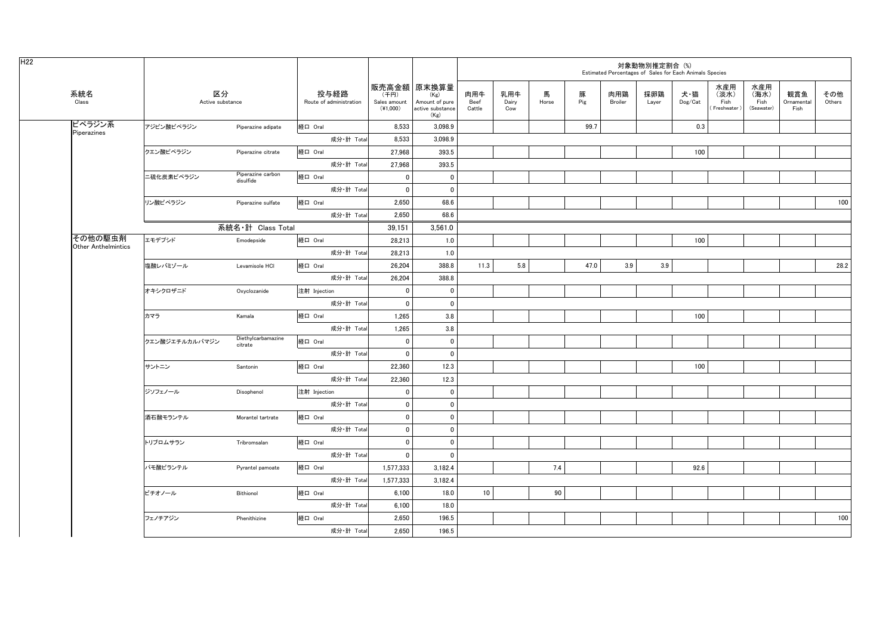H22

| 系統名 Class | 区分 Active substance | | 投与経路 Route of administration | 販売高金額 (千円) Sales amount (¥1,000) | 原末換算量 (Kg) Amount of pure active substance (Kg) | 対象動物別推定割合 (%) Estimated Percentages of Sales for Each Animals Species | | | | | | | | | | |
|---|---|---|---|---|---|---|---|---|---|---|---|---|---|---|---|---|
| | | | | | | 肉用牛 Beef Cattle | 乳用牛 Dairy Cow | 馬 Horse | 豚 Pig | 肉用鶏 Broiler | 採卵鶏 Layer | 犬・猫 Dog/Cat | 水産用（淡水） Fish (Freshwater) | 水産用（海水） Fish (Seawater) | 観賞魚 Ornamental Fish | その他 Others |
| ピペラジン系 Piperazines | アジピン酸ピペラジン | Piperazine adipate | 経口 Oral | 8,533 | 3,098.9 | | | | 99.7 | | | 0.3 | | | | |
| | | | 成分・計 Total | 8,533 | 3,098.9 | | | | | | | | | | | |
| | クエン酸ピペラジン | Piperazine citrate | 経口 Oral | 27,968 | 393.5 | | | | | | | 100 | | | | |
| | | | 成分・計 Total | 27,968 | 393.5 | | | | | | | | | | | |
| | 二硫化炭素ピペラジン | Piperazine carbon disulfide | 経口 Oral | 0 | 0 | | | | | | | | | | | |
| | | | 成分・計 Total | 0 | 0 | | | | | | | | | | | |
| | リン酸ピペラジン | Piperazine sulfate | 経口 Oral | 2,650 | 68.6 | | | | | | | | | | | 100 |
| | | | 成分・計 Total | 2,650 | 68.6 | | | | | | | | | | | |
| | 系統名・計 Class Total | | | 39,151 | 3,561.0 | | | | | | | | | | | |
| その他の駆虫剤 Other Anthelmintics | エモデプシド | Emodepside | 経口 Oral | 28,213 | 1.0 | | | | | | | 100 | | | | |
| | | | 成分・計 Total | 28,213 | 1.0 | | | | | | | | | | | |
| | 塩酸レバミゾール | Levamisole HCl | 経口 Oral | 26,204 | 388.8 | 11.3 | 5.8 | | 47.0 | 3.9 | 3.9 | | | | | 28.2 |
| | | | 成分・計 Total | 26,204 | 388.8 | | | | | | | | | | | |
| | オキシクロザニド | Oxyclozanide | 注射 Injection | 0 | 0 | | | | | | | | | | | |
| | | | 成分・計 Total | 0 | 0 | | | | | | | | | | | |
| | カマラ | Kamala | 経口 Oral | 1,265 | 3.8 | | | | | | | 100 | | | | |
| | | | 成分・計 Total | 1,265 | 3.8 | | | | | | | | | | | |
| | クエン酸ジエチルカルバマジン | Diethylcarbamazine citrate | 経口 Oral | 0 | 0 | | | | | | | | | | | |
| | | | 成分・計 Total | 0 | 0 | | | | | | | | | | | |
| | サントニン | Santonin | 経口 Oral | 22,360 | 12.3 | | | | | | | 100 | | | | |
| | | | 成分・計 Total | 22,360 | 12.3 | | | | | | | | | | | |
| | ジソフェノール | Disophenol | 注射 Injection | 0 | 0 | | | | | | | | | | | |
| | | | 成分・計 Total | 0 | 0 | | | | | | | | | | | |
| | 酒石酸モランテル | Morantel tartrate | 経口 Oral | 0 | 0 | | | | | | | | | | | |
| | | | 成分・計 Total | 0 | 0 | | | | | | | | | | | |
| | トリブロムサラン | Tribromsalan | 経口 Oral | 0 | 0 | | | | | | | | | | | |
| | | | 成分・計 Total | 0 | 0 | | | | | | | | | | | |
| | パモ酸ピランテル | Pyrantel pamoate | 経口 Oral | 1,577,333 | 3,182.4 | | | 7.4 | | | | 92.6 | | | | |
| | | | 成分・計 Total | 1,577,333 | 3,182.4 | | | | | | | | | | | |
| | ビチオノール | Bithionol | 経口 Oral | 6,100 | 18.0 | 10 | | 90 | | | | | | | | |
| | | | 成分・計 Total | 6,100 | 18.0 | | | | | | | | | | | |
| | フェノチアジン | Phenithizine | 経口 Oral | 2,650 | 196.5 | | | | | | | | | | | 100 |
| | | | 成分・計 Total | 2,650 | 196.5 | | | | | | | | | | | |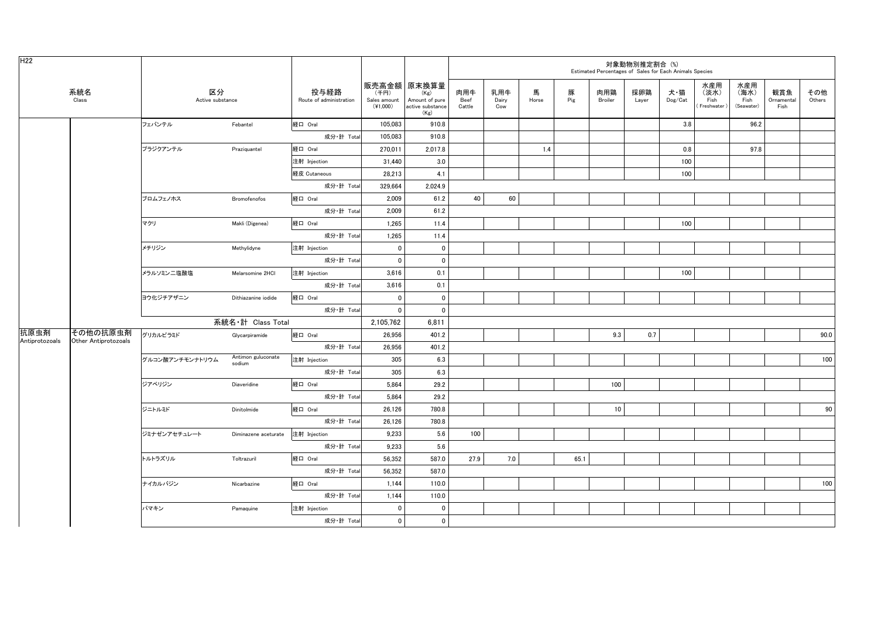H22

| 系統名 Class | | 区分 Active substance | | 投与経路 Route of administration | 販売高金額 (千円) Sales amount (¥1,000) | 原末換算量 (Kg) Amount of pure active substance (Kg) | 対象動物別推定割合 (%) Estimated Percentages of Sales for Each Animals Species | | | | | | | | | | | |
|---|---|---|---|---|---|---|---|---|---|---|---|---|---|---|---|---|---|
| | | | | | | | 肉用牛 Beef Cattle | 乳用牛 Dairy Cow | 馬 Horse | 豚 Pig | 肉用鶏 Broiler | 採卵鶏 Layer | 犬・猫 Dog/Cat | 水産用（淡水） Fish (Freshwater) | 水産用（海水） Fish (Seawater) | 観賞魚 Ornamental Fish | その他 Others |
| | | フェバンテル | Febantel | 経口 Oral | 105,083 | 910.8 | | | | | | | 3.8 | | 96.2 | | |
| | | | | 成分・計 Total | 105,083 | 910.8 | | | | | | | | | | | |
| | | プラジクアンテル | Praziquantel | 経口 Oral | 270,011 | 2,017.8 | | | 1.4 | | | | 0.8 | | 97.8 | | |
| | | | | 注射 Injection | 31,440 | 3.0 | | | | | | | 100 | | | | |
| | | | | 経皮 Cutaneous | 28,213 | 4.1 | | | | | | | 100 | | | | |
| | | | | 成分・計 Total | 329,664 | 2,024.9 | | | | | | | | | | | |
| | | ブロムフェノホス | Bromofenofos | 経口 Oral | 2,009 | 61.2 | 40 | 60 | | | | | | | | | |
| | | | | 成分・計 Total | 2,009 | 61.2 | | | | | | | | | | | |
| | | マクリ | Makli (Digenea) | 経口 Oral | 1,265 | 11.4 | | | | | | | 100 | | | | |
| | | | | 成分・計 Total | 1,265 | 11.4 | | | | | | | | | | | |
| | | メチリジン | Methylidyne | 注射 Injection | 0 | 0 | | | | | | | | | | | |
| | | | | 成分・計 Total | 0 | 0 | | | | | | | | | | | |
| | | メラルソミン二塩酸塩 | Melarsomine 2HCl | 注射 Injection | 3,616 | 0.1 | | | | | | | 100 | | | | |
| | | | | 成分・計 Total | 3,616 | 0.1 | | | | | | | | | | | |
| | | ヨウ化ジチアザニン | Dithiazanine iodide | 経口 Oral | 0 | 0 | | | | | | | | | | | |
| | | | | 成分・計 Total | 0 | 0 | | | | | | | | | | | |
| | | 系統名・計 Class Total | | | 2,105,762 | 6,811 | | | | | | | | | | | |
| 抗原虫剤 Antiprotozoals | その他の抗原虫剤 Other Antiprotozoals | グリカルピラミド | Glycarpiramide | 経口 Oral | 26,956 | 401.2 | | | | | 9.3 | 0.7 | | | | | 90.0 |
| | | | | 成分・計 Total | 26,956 | 401.2 | | | | | | | | | | | |
| | | グルコン酸アンチモンナトリウム | Antimon gluconate sodium | 注射 Injection | 305 | 6.3 | | | | | | | | | | | 100 |
| | | | | 成分・計 Total | 305 | 6.3 | | | | | | | | | | | |
| | | ジアベリジン | Diaveridine | 経口 Oral | 5,864 | 29.2 | | | | | 100 | | | | | | |
| | | | | 成分・計 Total | 5,864 | 29.2 | | | | | | | | | | | |
| | | ジニトルミド | Dinitolmide | 経口 Oral | 26,126 | 780.8 | | | | | 10 | | | | | | 90 |
| | | | | 成分・計 Total | 26,126 | 780.8 | | | | | | | | | | | |
| | | ジミナゼンアセチュレート | Diminazene aceturate | 注射 Injection | 9,233 | 5.6 | 100 | | | | | | | | | | |
| | | | | 成分・計 Total | 9,233 | 5.6 | | | | | | | | | | | |
| | | トルトラズリル | Toltrazuril | 経口 Oral | 56,352 | 587.0 | 27.9 | 7.0 | | 65.1 | | | | | | | |
| | | | | 成分・計 Total | 56,352 | 587.0 | | | | | | | | | | | |
| | | ナイカルバジン | Nicarbazine | 経口 Oral | 1,144 | 110.0 | | | | | | | | | | | 100 |
| | | | | 成分・計 Total | 1,144 | 110.0 | | | | | | | | | | | |
| | | パマキン | Pamaquine | 注射 Injection | 0 | 0 | | | | | | | | | | | |
| | | | | 成分・計 Total | 0 | 0 | | | | | | | | | | | |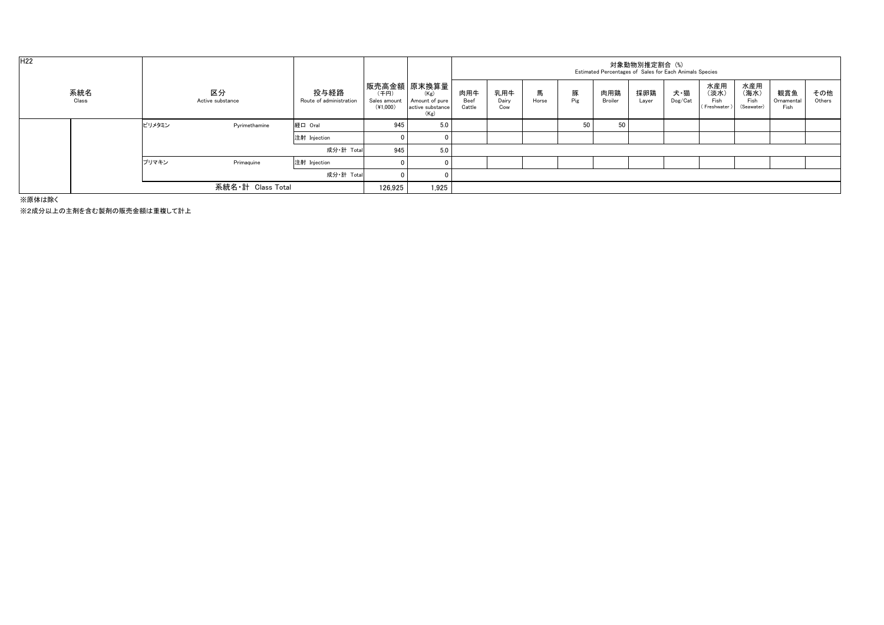H22

| 系統名 Class | | 区分 Active substance | | 投与経路 Route of administration | 販売高金額 (千円) Sales amount (¥1,000) | 原末換算量 (Kg) Amount of pure active substance (Kg) | 対象動物別推定割合 (%) Estimated Percentages of Sales for Each Animals Species | | | | | | | | | | |
|---|---|---|---|---|---|---|---|---|---|---|---|---|---|---|---|---|---|
| | | | | | | | 肉用牛 Beef Cattle | 乳用牛 Dairy Cow | 馬 Horse | 豚 Pig | 肉用鶏 Broiler | 採卵鶏 Layer | 犬・猫 Dog/Cat | 水産用（淡水） Fish (Freshwater) | 水産用（海水） Fish (Seawater) | 観賞魚 Ornamental Fish | その他 Others |
| | | ピリメタミン | Pyrimethamine | 経口 Oral | 945 | 5.0 | | | | 50 | 50 | | | | | | |
| | | | | 注射 Injection | 0 | 0 | | | | | | | | | | | |
| | | | | 成分・計 Total | 945 | 5.0 | | | | | | | | | | | |
| | | プリマキン | Primaquine | 注射 Injection | 0 | 0 | | | | | | | | | | | |
| | | | | 成分・計 Total | 0 | 0 | | | | | | | | | | | |
| | | 系統名・計 Class Total | | | 126,925 | 1,925 | | | | | | | | | | | |

※原体は除く

※2成分以上の主剤を含む製剤の販売金額は重複して計上